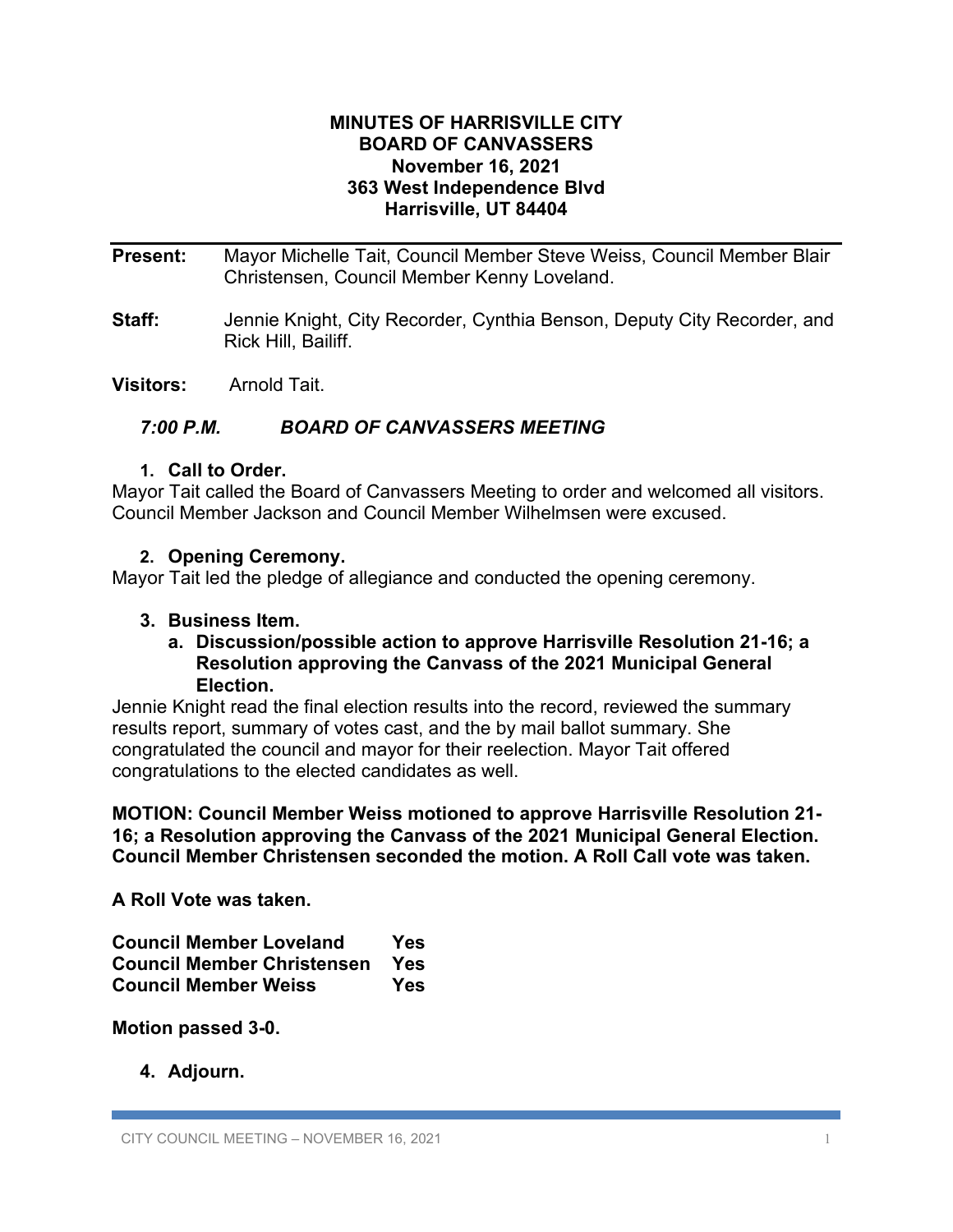**MINUTES OF HARRISVILLE CITY**
**BOARD OF CANVASSERS**
**November 16, 2021**
**363 West Independence Blvd**
**Harrisville, UT 84404**

**Present:** Mayor Michelle Tait, Council Member Steve Weiss, Council Member Blair Christensen, Council Member Kenny Loveland.

**Staff:** Jennie Knight, City Recorder, Cynthia Benson, Deputy City Recorder, and Rick Hill, Bailiff.

**Visitors:** Arnold Tait.

***7:00 P.M. BOARD OF CANVASSERS MEETING***

1. **Call to Order.**

Mayor Tait called the Board of Canvassers Meeting to order and welcomed all visitors. Council Member Jackson and Council Member Wilhelmsen were excused.

2. **Opening Ceremony.**

Mayor Tait led the pledge of allegiance and conducted the opening ceremony.

3. **Business Item.**
   a. **Discussion/possible action to approve Harrisville Resolution 21-16; a Resolution approving the Canvass of the 2021 Municipal General Election.**

Jennie Knight read the final election results into the record, reviewed the summary results report, summary of votes cast, and the by mail ballot summary. She congratulated the council and mayor for their reelection. Mayor Tait offered congratulations to the elected candidates as well.

**MOTION: Council Member Weiss motioned to approve Harrisville Resolution 21-16; a Resolution approving the Canvass of the 2021 Municipal General Election. Council Member Christensen seconded the motion. A Roll Call vote was taken.**

**A Roll Vote was taken.**

| | |
|---|---|
| **Council Member Loveland** | **Yes** |
| **Council Member Christensen** | **Yes** |
| **Council Member Weiss** | **Yes** |

**Motion passed 3-0.**

4. **Adjourn.**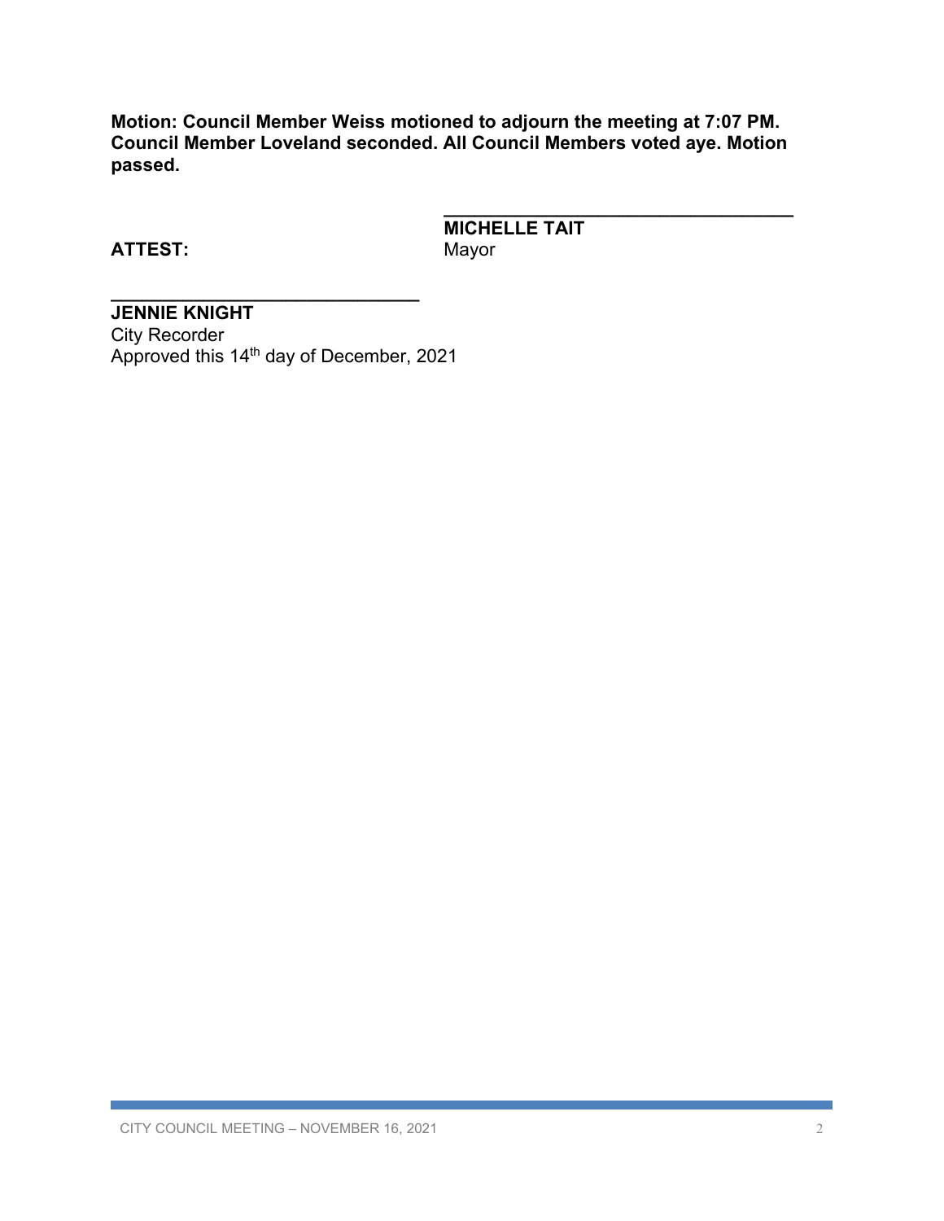**Motion: Council Member Weiss motioned to adjourn the meeting at 7:07 PM. Council Member Loveland seconded. All Council Members voted aye. Motion passed.**

\_\_\_\_\_\_\_\_\_\_\_\_\_\_\_\_\_\_\_\_\_\_\_\_\_\_\_\_\_\_\_\_\_\_\_

**MICHELLE TAIT**
Mayor

**ATTEST:**

\_\_\_\_\_\_\_\_\_\_\_\_\_\_\_\_\_\_\_\_\_\_\_\_\_\_\_\_\_\_\_

**JENNIE KNIGHT**
City Recorder
Approved this 14th day of December, 2021